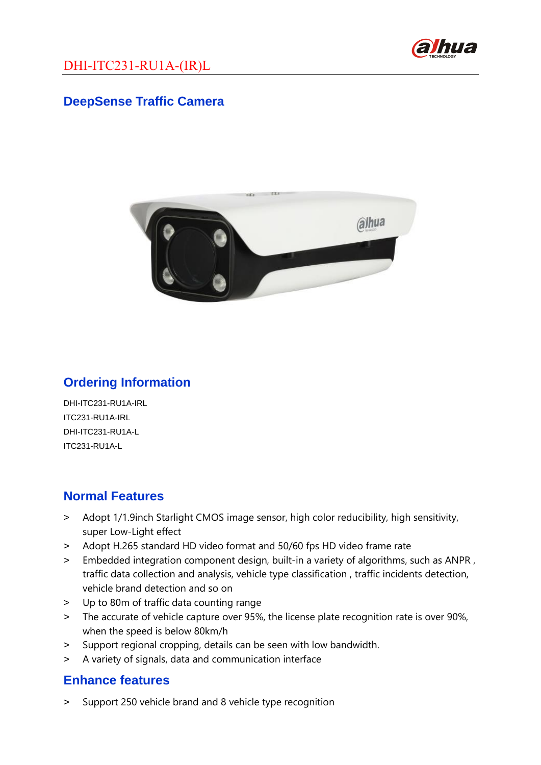DHI-ITC231-RU1A-(IR)L

## DeepSense Traffic Camera

## Ordering Information

DHI-ITC231-RU1A-IRL
ITC231-RU1A-IRL
DHI-ITC231-RU1A-L
ITC231-RU1A-L

## Normal Features

> Adopt 1/1.9inch Starlight CMOS image sensor, high color reducibility, high sensitivity, super Low-Light effect
> Adopt H.265 standard HD video format and 50/60 fps HD video frame rate
> Embedded integration component design, built-in a variety of algorithms, such as ANPR , traffic data collection and analysis, vehicle type classification , traffic incidents detection, vehicle brand detection and so on
> Up to 80m of traffic data counting range
> The accurate of vehicle capture over 95%, the license plate recognition rate is over 90%, when the speed is below 80km/h
> Support regional cropping, details can be seen with low bandwidth.
> A variety of signals, data and communication interface

## Enhance features

> Support 250 vehicle brand and 8 vehicle type recognition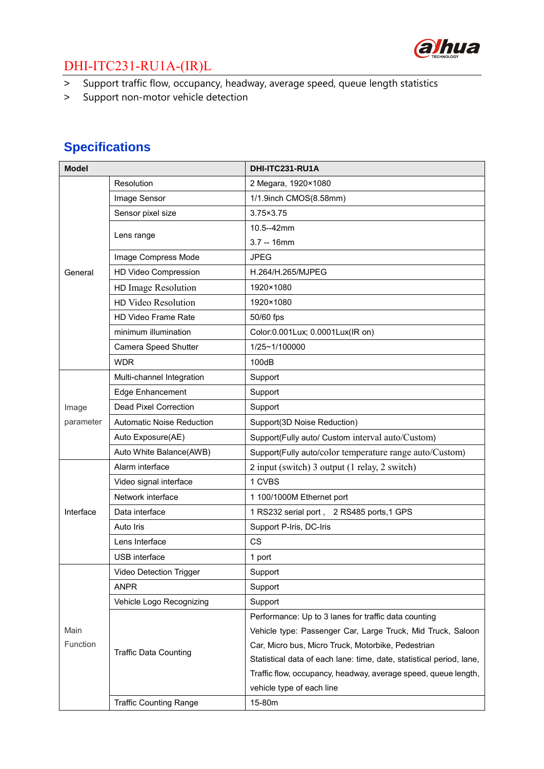# DHI-ITC231-RU1A-(IR)L

> Support traffic flow, occupancy, headway, average speed, queue length statistics
> Support non-motor vehicle detection

## Specifications

| Model | | DHI-ITC231-RU1A |
|---|---|---|
| General | Resolution | 2 Megara, 1920×1080 |
| | Image Sensor | 1/1.9inch CMOS(8.58mm) |
| | Sensor pixel size | 3.75×3.75 |
| | Lens range | 10.5--42mm<br>3.7 -- 16mm |
| | Image Compress Mode | JPEG |
| | HD Video Compression | H.264/H.265/MJPEG |
| | HD Image Resolution | 1920×1080 |
| | HD Video Resolution | 1920×1080 |
| | HD Video Frame Rate | 50/60 fps |
| | minimum illumination | Color:0.001Lux; 0.0001Lux(IR on) |
| | Camera Speed Shutter | 1/25~1/100000 |
| | WDR | 100dB |
| Image parameter | Multi-channel Integration | Support |
| | Edge Enhancement | Support |
| | Dead Pixel Correction | Support |
| | Automatic Noise Reduction | Support(3D Noise Reduction) |
| | Auto Exposure(AE) | Support(Fully auto/ Custom interval auto/Custom) |
| | Auto White Balance(AWB) | Support(Fully auto/color temperature range auto/Custom) |
| Interface | Alarm interface | 2 input (switch) 3 output (1 relay, 2 switch) |
| | Video signal interface | 1 CVBS |
| | Network interface | 1 100/1000M Ethernet port |
| | Data interface | 1 RS232 serial port， 2 RS485 ports,1 GPS |
| | Auto Iris | Support P-Iris, DC-Iris |
| | Lens Interface | CS |
| | USB interface | 1 port |
| Main Function | Video Detection Trigger | Support |
| | ANPR | Support |
| | Vehicle Logo Recognizing | Support |
| | Traffic Data Counting | Performance: Up to 3 lanes for traffic data counting<br>Vehicle type: Passenger Car, Large Truck, Mid Truck, Saloon Car, Micro bus, Micro Truck, Motorbike, Pedestrian<br>Statistical data of each lane: time, date, statistical period, lane, Traffic flow, occupancy, headway, average speed, queue length, vehicle type of each line |
| | Traffic Counting Range | 15-80m |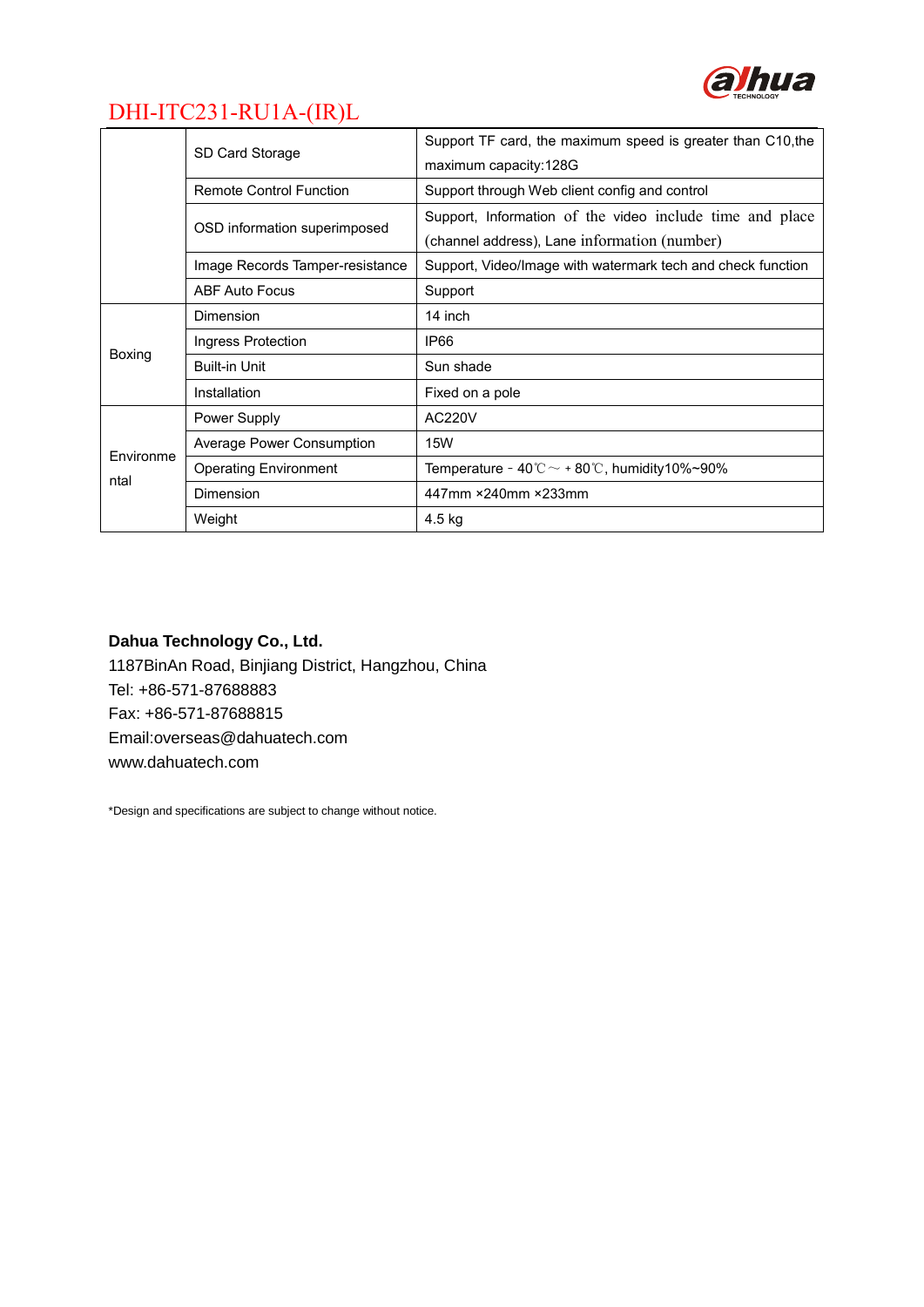# DHI-ITC231-RU1A-(IR)L

| | | |
|---|---|---|
| | SD Card Storage | Support TF card, the maximum speed is greater than C10,the maximum capacity:128G |
| | Remote Control Function | Support through Web client config and control |
| | OSD information superimposed | Support, Information of the video include time and place (channel address), Lane information (number) |
| | Image Records Tamper-resistance | Support, Video/Image with watermark tech and check function |
| | ABF Auto Focus | Support |
| Boxing | Dimension | 14 inch |
| | Ingress Protection | IP66 |
| | Built-in Unit | Sun shade |
| | Installation | Fixed on a pole |
| Environmental | Power Supply | AC220V |
| | Average Power Consumption | 15W |
| | Operating Environment | Temperature－40℃～＋80℃, humidity10%~90% |
| | Dimension | 447mm ×240mm ×233mm |
| | Weight | 4.5 kg |

**Dahua Technology Co., Ltd.**
1187BinAn Road, Binjiang District, Hangzhou, China
Tel: +86-571-87688883
Fax: +86-571-87688815
Email:overseas@dahuatech.com
www.dahuatech.com

*Design and specifications are subject to change without notice.